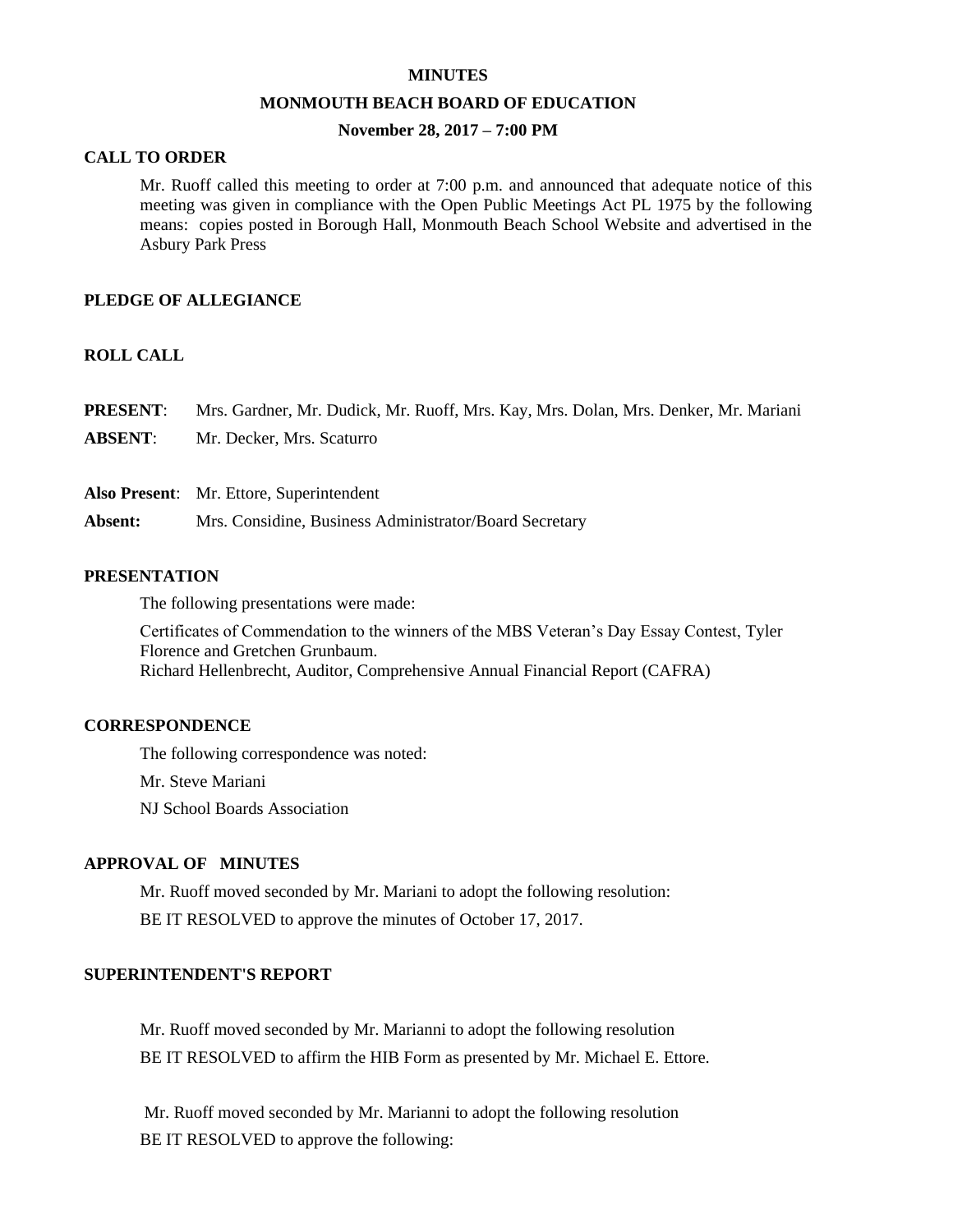# MINUTES

## MONMOUTH BEACH BOARD OF EDUCATION

### November 28, 2017 – 7:00 PM

**CALL TO ORDER**

Mr. Ruoff called this meeting to order at 7:00 p.m. and announced that adequate notice of this meeting was given in compliance with the Open Public Meetings Act PL 1975 by the following means: copies posted in Borough Hall, Monmouth Beach School Website and advertised in the Asbury Park Press

**PLEDGE OF ALLEGIANCE**

**ROLL CALL**

**PRESENT**: Mrs. Gardner, Mr. Dudick, Mr. Ruoff, Mrs. Kay, Mrs. Dolan, Mrs. Denker, Mr. Mariani

**ABSENT**: Mr. Decker, Mrs. Scaturro

**Also Present**: Mr. Ettore, Superintendent

**Absent:** Mrs. Considine, Business Administrator/Board Secretary

**PRESENTATION**

The following presentations were made:

Certificates of Commendation to the winners of the MBS Veteran's Day Essay Contest, Tyler Florence and Gretchen Grunbaum.
Richard Hellenbrecht, Auditor, Comprehensive Annual Financial Report (CAFRA)

**CORRESPONDENCE**

The following correspondence was noted:

Mr. Steve Mariani

NJ School Boards Association

**APPROVAL OF MINUTES**

Mr. Ruoff moved seconded by Mr. Mariani to adopt the following resolution:

BE IT RESOLVED to approve the minutes of October 17, 2017.

**SUPERINTENDENT'S REPORT**

Mr. Ruoff moved seconded by Mr. Marianni to adopt the following resolution
BE IT RESOLVED to affirm the HIB Form as presented by Mr. Michael E. Ettore.

Mr. Ruoff moved seconded by Mr. Marianni to adopt the following resolution
BE IT RESOLVED to approve the following: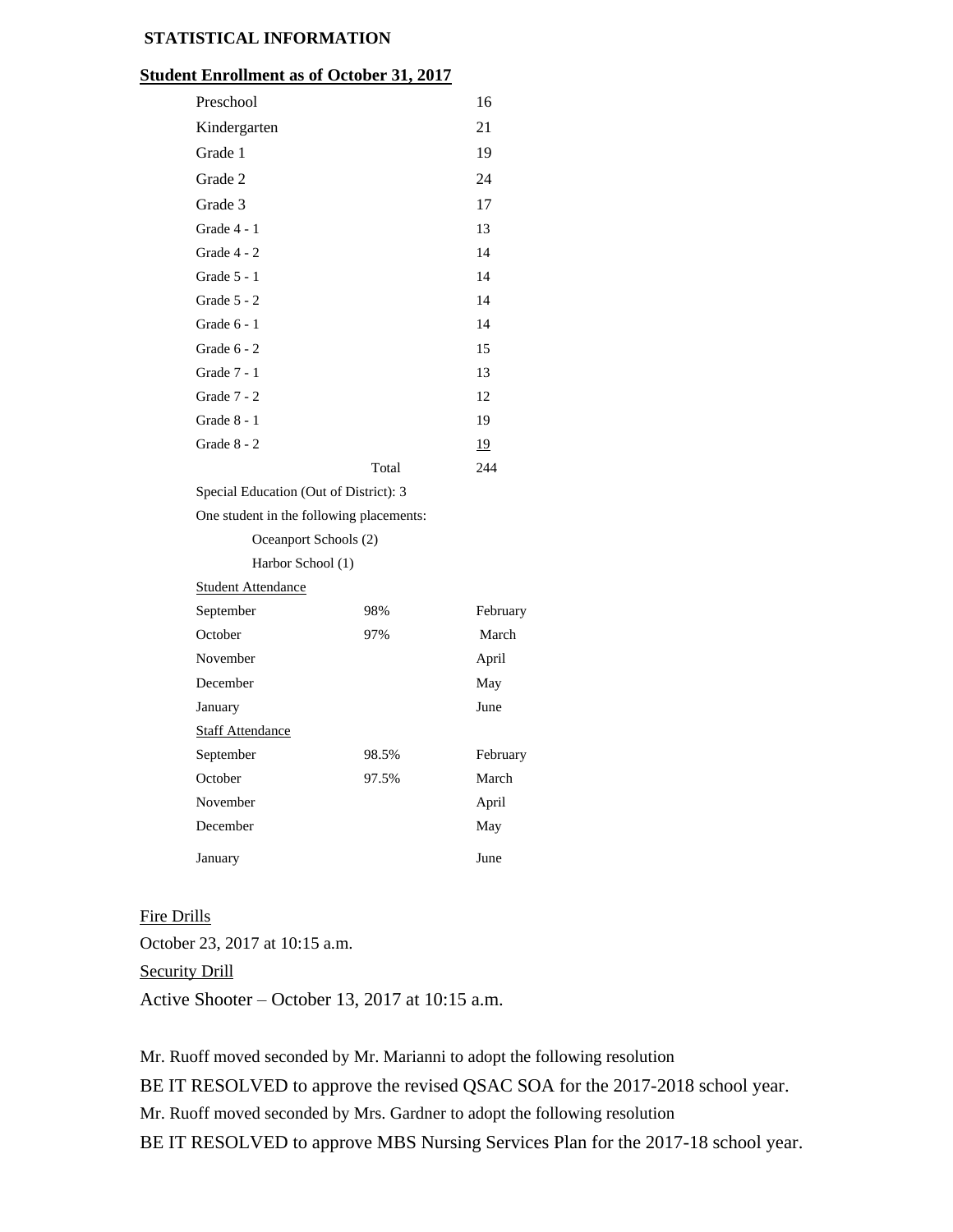**STATISTICAL INFORMATION**

**Student Enrollment as of October 31, 2017**

| | |
|---|---|
| Preschool | 16 |
| Kindergarten | 21 |
| Grade 1 | 19 |
| Grade 2 | 24 |
| Grade 3 | 17 |
| Grade 4 - 1 | 13 |
| Grade 4 - 2 | 14 |
| Grade 5 - 1 | 14 |
| Grade 5 - 2 | 14 |
| Grade 6 - 1 | 14 |
| Grade 6 - 2 | 15 |
| Grade 7 - 1 | 13 |
| Grade 7 - 2 | 12 |
| Grade 8 - 1 | 19 |
| Grade 8 - 2 | 19 |
| Total | 244 |

Special Education (Out of District): 3

One student in the following placements:

Oceanport Schools (2)

Harbor School (1)

Student Attendance

| | | |
|---|---|---|
| September | 98% | February |
| October | 97% | March |
| November | | April |
| December | | May |
| January | | June |

Staff Attendance

| | | |
|---|---|---|
| September | 98.5% | February |
| October | 97.5% | March |
| November | | April |
| December | | May |
| January | | June |

Fire Drills

October 23, 2017 at 10:15 a.m.

Security Drill

Active Shooter – October 13, 2017 at 10:15 a.m.

Mr. Ruoff moved seconded by Mr. Marianni to adopt the following resolution

BE IT RESOLVED to approve the revised QSAC SOA for the 2017-2018 school year.

Mr. Ruoff moved seconded by Mrs. Gardner to adopt the following resolution

BE IT RESOLVED to approve MBS Nursing Services Plan for the 2017-18 school year.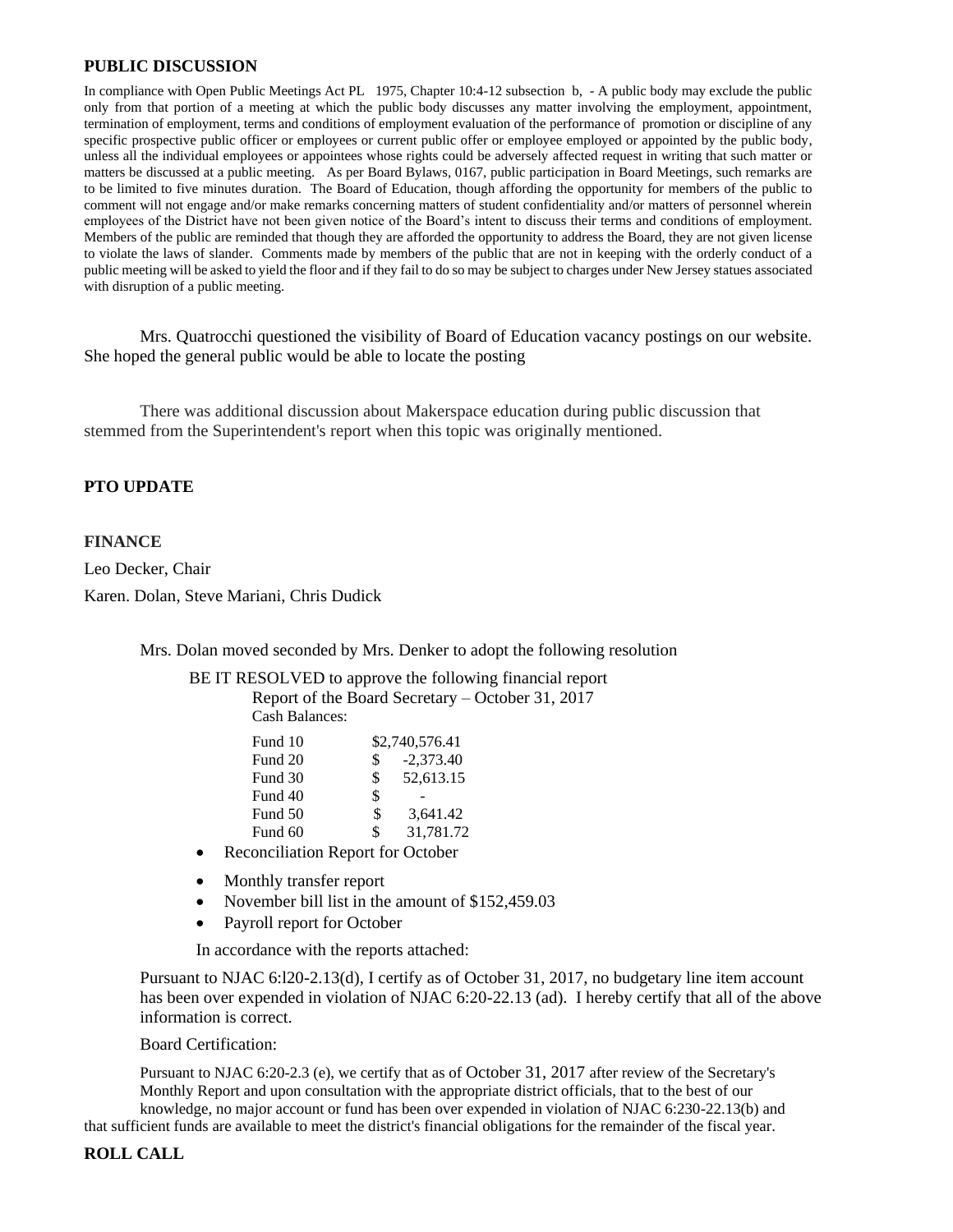**PUBLIC DISCUSSION**

In compliance with Open Public Meetings Act PL 1975, Chapter 10:4-12 subsection b, - A public body may exclude the public only from that portion of a meeting at which the public body discusses any matter involving the employment, appointment, termination of employment, terms and conditions of employment evaluation of the performance of promotion or discipline of any specific prospective public officer or employees or current public offer or employee employed or appointed by the public body, unless all the individual employees or appointees whose rights could be adversely affected request in writing that such matter or matters be discussed at a public meeting. As per Board Bylaws, 0167, public participation in Board Meetings, such remarks are to be limited to five minutes duration. The Board of Education, though affording the opportunity for members of the public to comment will not engage and/or make remarks concerning matters of student confidentiality and/or matters of personnel wherein employees of the District have not been given notice of the Board's intent to discuss their terms and conditions of employment. Members of the public are reminded that though they are afforded the opportunity to address the Board, they are not given license to violate the laws of slander. Comments made by members of the public that are not in keeping with the orderly conduct of a public meeting will be asked to yield the floor and if they fail to do so may be subject to charges under New Jersey statues associated with disruption of a public meeting.

Mrs. Quatrocchi questioned the visibility of Board of Education vacancy postings on our website. She hoped the general public would be able to locate the posting

There was additional discussion about Makerspace education during public discussion that stemmed from the Superintendent's report when this topic was originally mentioned.

**PTO UPDATE**

**FINANCE**

Leo Decker, Chair

Karen. Dolan, Steve Mariani, Chris Dudick

Mrs. Dolan moved seconded by Mrs. Denker to adopt the following resolution

BE IT RESOLVED to approve the following financial report

Report of the Board Secretary – October 31, 2017

Cash Balances:

| | |
|---|---|
| Fund 10 | $2,740,576.41 |
| Fund 20 | $ -2,373.40 |
| Fund 30 | $ 52,613.15 |
| Fund 40 | $ - |
| Fund 50 | $ 3,641.42 |
| Fund 60 | $ 31,781.72 |

- Reconciliation Report for October
- Monthly transfer report
- November bill list in the amount of $152,459.03
- Payroll report for October

In accordance with the reports attached:

Pursuant to NJAC 6:l20-2.13(d), I certify as of October 31, 2017, no budgetary line item account has been over expended in violation of NJAC 6:20-22.13 (ad). I hereby certify that all of the above information is correct.

Board Certification:

Pursuant to NJAC 6:20-2.3 (e), we certify that as of October 31, 2017 after review of the Secretary's Monthly Report and upon consultation with the appropriate district officials, that to the best of our knowledge, no major account or fund has been over expended in violation of NJAC 6:230-22.13(b) and that sufficient funds are available to meet the district's financial obligations for the remainder of the fiscal year.

**ROLL CALL**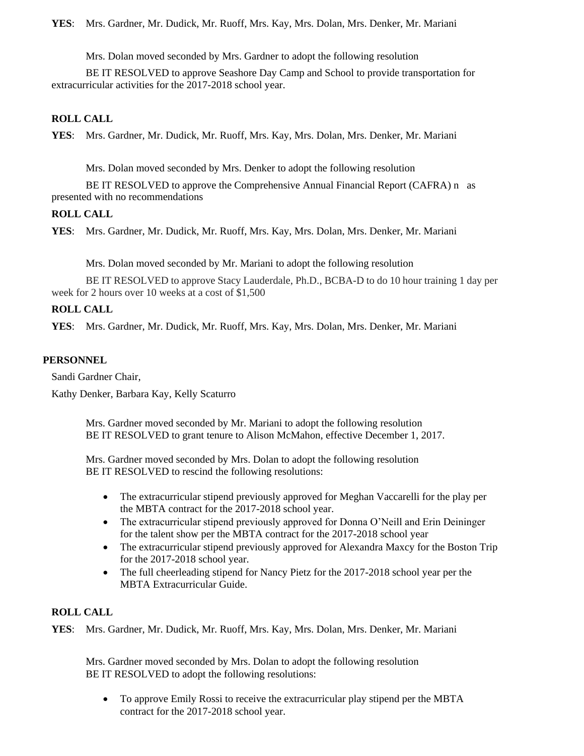**YES**: Mrs. Gardner, Mr. Dudick, Mr. Ruoff, Mrs. Kay, Mrs. Dolan, Mrs. Denker, Mr. Mariani

Mrs. Dolan moved seconded by Mrs. Gardner to adopt the following resolution

BE IT RESOLVED to approve Seashore Day Camp and School to provide transportation for extracurricular activities for the 2017-2018 school year.

**ROLL CALL**

**YES**: Mrs. Gardner, Mr. Dudick, Mr. Ruoff, Mrs. Kay, Mrs. Dolan, Mrs. Denker, Mr. Mariani

Mrs. Dolan moved seconded by Mrs. Denker to adopt the following resolution

BE IT RESOLVED to approve the Comprehensive Annual Financial Report (CAFRA) n as presented with no recommendations

**ROLL CALL**

**YES**: Mrs. Gardner, Mr. Dudick, Mr. Ruoff, Mrs. Kay, Mrs. Dolan, Mrs. Denker, Mr. Mariani

Mrs. Dolan moved seconded by Mr. Mariani to adopt the following resolution

BE IT RESOLVED to approve Stacy Lauderdale, Ph.D., BCBA-D to do 10 hour training 1 day per week for 2 hours over 10 weeks at a cost of $1,500

**ROLL CALL**

**YES**: Mrs. Gardner, Mr. Dudick, Mr. Ruoff, Mrs. Kay, Mrs. Dolan, Mrs. Denker, Mr. Mariani

**PERSONNEL**

Sandi Gardner Chair,

Kathy Denker, Barbara Kay, Kelly Scaturro

Mrs. Gardner moved seconded by Mr. Mariani to adopt the following resolution
BE IT RESOLVED to grant tenure to Alison McMahon, effective December 1, 2017.

Mrs. Gardner moved seconded by Mrs. Dolan to adopt the following resolution
BE IT RESOLVED to rescind the following resolutions:

- The extracurricular stipend previously approved for Meghan Vaccarelli for the play per the MBTA contract for the 2017-2018 school year.
- The extracurricular stipend previously approved for Donna O'Neill and Erin Deininger for the talent show per the MBTA contract for the 2017-2018 school year
- The extracurricular stipend previously approved for Alexandra Maxcy for the Boston Trip for the 2017-2018 school year.
- The full cheerleading stipend for Nancy Pietz for the 2017-2018 school year per the MBTA Extracurricular Guide.

**ROLL CALL**

**YES**: Mrs. Gardner, Mr. Dudick, Mr. Ruoff, Mrs. Kay, Mrs. Dolan, Mrs. Denker, Mr. Mariani

Mrs. Gardner moved seconded by Mrs. Dolan to adopt the following resolution
BE IT RESOLVED to adopt the following resolutions:

- To approve Emily Rossi to receive the extracurricular play stipend per the MBTA contract for the 2017-2018 school year.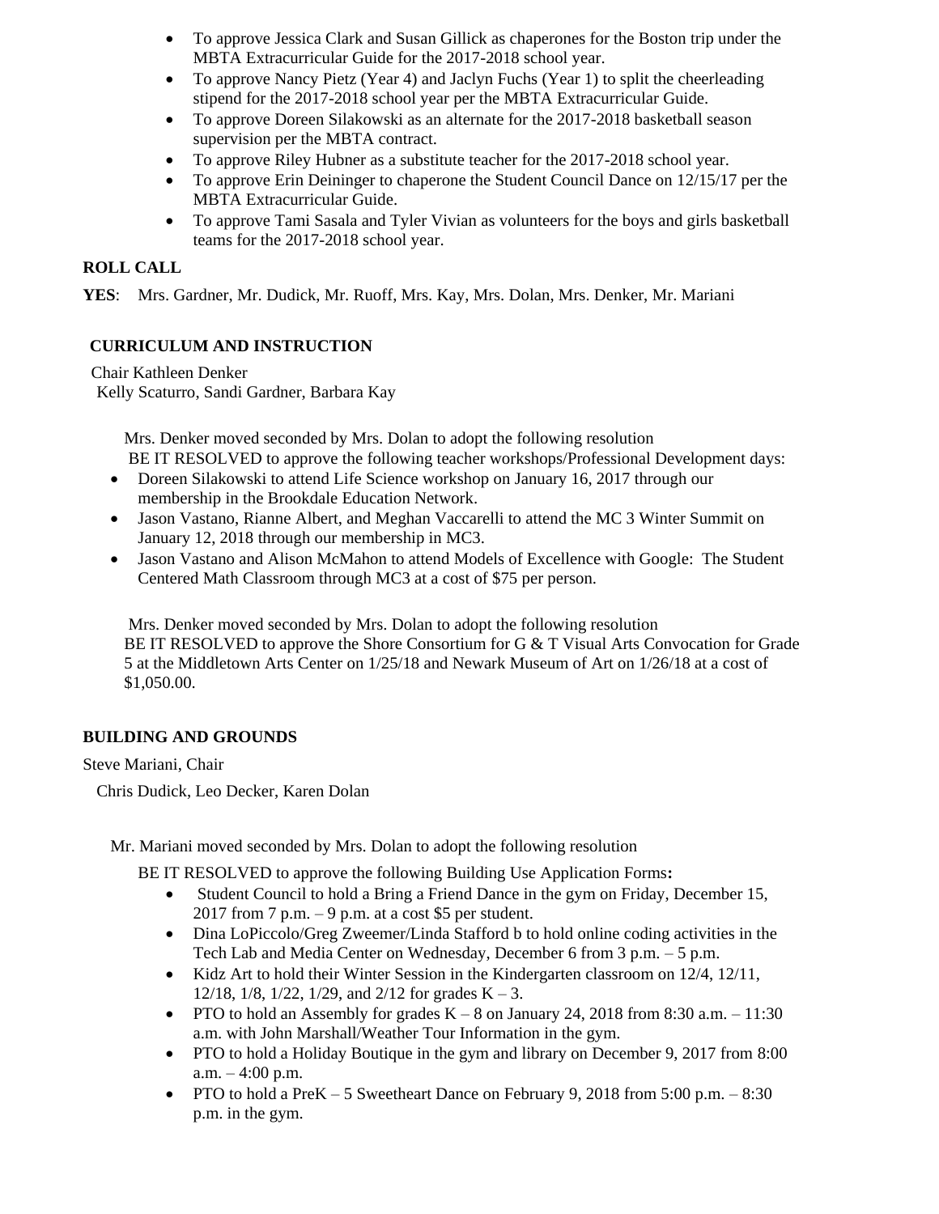- To approve Jessica Clark and Susan Gillick as chaperones for the Boston trip under the MBTA Extracurricular Guide for the 2017-2018 school year.
- To approve Nancy Pietz (Year 4) and Jaclyn Fuchs (Year 1) to split the cheerleading stipend for the 2017-2018 school year per the MBTA Extracurricular Guide.
- To approve Doreen Silakowski as an alternate for the 2017-2018 basketball season supervision per the MBTA contract.
- To approve Riley Hubner as a substitute teacher for the 2017-2018 school year.
- To approve Erin Deininger to chaperone the Student Council Dance on 12/15/17 per the MBTA Extracurricular Guide.
- To approve Tami Sasala and Tyler Vivian as volunteers for the boys and girls basketball teams for the 2017-2018 school year.

**ROLL CALL**

**YES**: Mrs. Gardner, Mr. Dudick, Mr. Ruoff, Mrs. Kay, Mrs. Dolan, Mrs. Denker, Mr. Mariani

**CURRICULUM AND INSTRUCTION**

Chair Kathleen Denker
Kelly Scaturro, Sandi Gardner, Barbara Kay

Mrs. Denker moved seconded by Mrs. Dolan to adopt the following resolution
BE IT RESOLVED to approve the following teacher workshops/Professional Development days:

- Doreen Silakowski to attend Life Science workshop on January 16, 2017 through our membership in the Brookdale Education Network.
- Jason Vastano, Rianne Albert, and Meghan Vaccarelli to attend the MC 3 Winter Summit on January 12, 2018 through our membership in MC3.
- Jason Vastano and Alison McMahon to attend Models of Excellence with Google: The Student Centered Math Classroom through MC3 at a cost of $75 per person.

Mrs. Denker moved seconded by Mrs. Dolan to adopt the following resolution
BE IT RESOLVED to approve the Shore Consortium for G & T Visual Arts Convocation for Grade 5 at the Middletown Arts Center on 1/25/18 and Newark Museum of Art on 1/26/18 at a cost of $1,050.00.

**BUILDING AND GROUNDS**

Steve Mariani, Chair

Chris Dudick, Leo Decker, Karen Dolan

Mr. Mariani moved seconded by Mrs. Dolan to adopt the following resolution

BE IT RESOLVED to approve the following Building Use Application Forms**:**

- Student Council to hold a Bring a Friend Dance in the gym on Friday, December 15, 2017 from 7 p.m. – 9 p.m. at a cost $5 per student.
- Dina LoPiccolo/Greg Zweemer/Linda Stafford b to hold online coding activities in the Tech Lab and Media Center on Wednesday, December 6 from 3 p.m. – 5 p.m.
- Kidz Art to hold their Winter Session in the Kindergarten classroom on 12/4, 12/11, 12/18, 1/8, 1/22, 1/29, and 2/12 for grades K – 3.
- PTO to hold an Assembly for grades K – 8 on January 24, 2018 from 8:30 a.m. – 11:30 a.m. with John Marshall/Weather Tour Information in the gym.
- PTO to hold a Holiday Boutique in the gym and library on December 9, 2017 from 8:00 a.m. – 4:00 p.m.
- PTO to hold a PreK – 5 Sweetheart Dance on February 9, 2018 from 5:00 p.m. – 8:30 p.m. in the gym.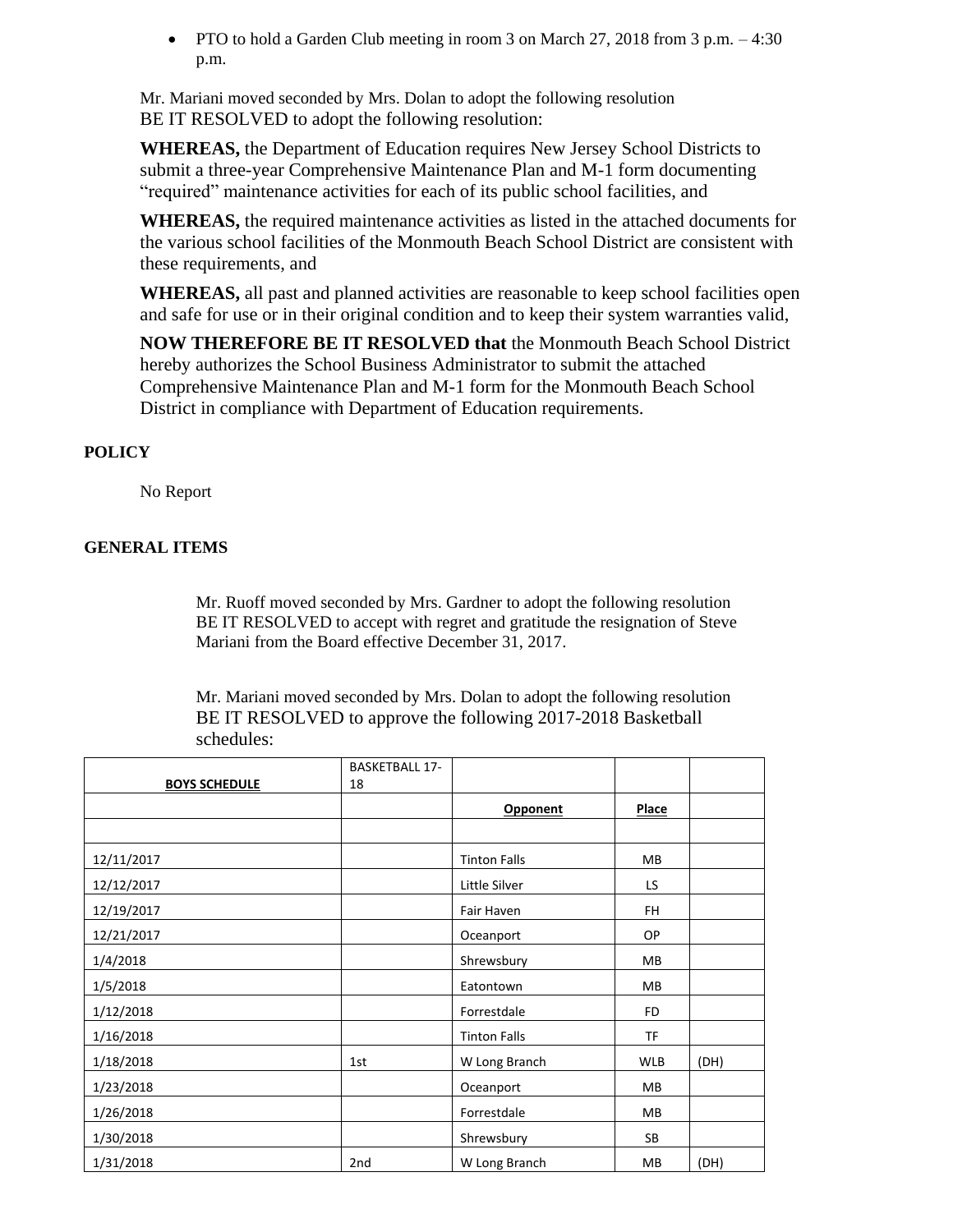- PTO to hold a Garden Club meeting in room 3 on March 27, 2018 from 3 p.m. – 4:30 p.m.

Mr. Mariani moved seconded by Mrs. Dolan to adopt the following resolution
BE IT RESOLVED to adopt the following resolution:

**WHEREAS,** the Department of Education requires New Jersey School Districts to submit a three-year Comprehensive Maintenance Plan and M-1 form documenting "required" maintenance activities for each of its public school facilities, and

**WHEREAS,** the required maintenance activities as listed in the attached documents for the various school facilities of the Monmouth Beach School District are consistent with these requirements, and

**WHEREAS,** all past and planned activities are reasonable to keep school facilities open and safe for use or in their original condition and to keep their system warranties valid,

**NOW THEREFORE BE IT RESOLVED that** the Monmouth Beach School District hereby authorizes the School Business Administrator to submit the attached Comprehensive Maintenance Plan and M-1 form for the Monmouth Beach School District in compliance with Department of Education requirements.

**POLICY**

No Report

**GENERAL ITEMS**

Mr. Ruoff moved seconded by Mrs. Gardner to adopt the following resolution
BE IT RESOLVED to accept with regret and gratitude the resignation of Steve Mariani from the Board effective December 31, 2017.

Mr. Mariani moved seconded by Mrs. Dolan to adopt the following resolution
BE IT RESOLVED to approve the following 2017-2018 Basketball schedules:

| BOYS SCHEDULE | BASKETBALL 17-18 | | | |
|---|---|---|---|---|
| | | Opponent | Place | |
| | | | | |
| 12/11/2017 | | Tinton Falls | MB | |
| 12/12/2017 | | Little Silver | LS | |
| 12/19/2017 | | Fair Haven | FH | |
| 12/21/2017 | | Oceanport | OP | |
| 1/4/2018 | | Shrewsbury | MB | |
| 1/5/2018 | | Eatontown | MB | |
| 1/12/2018 | | Forrestdale | FD | |
| 1/16/2018 | | Tinton Falls | TF | |
| 1/18/2018 | 1st | W Long Branch | WLB | (DH) |
| 1/23/2018 | | Oceanport | MB | |
| 1/26/2018 | | Forrestdale | MB | |
| 1/30/2018 | | Shrewsbury | SB | |
| 1/31/2018 | 2nd | W Long Branch | MB | (DH) |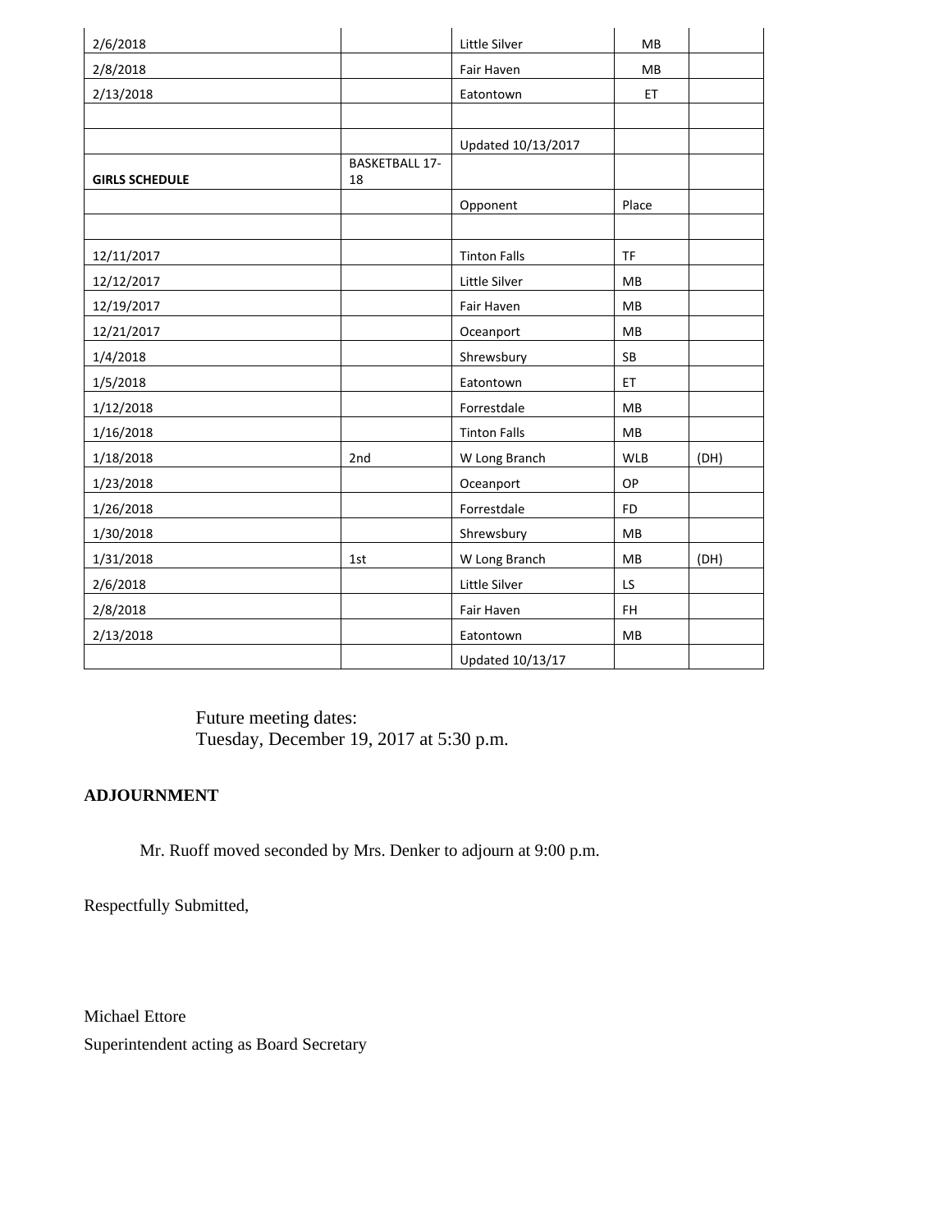| | | | | |
|---|---|---|---|---|
| 2/6/2018 | | Little Silver | MB | |
| 2/8/2018 | | Fair Haven | MB | |
| 2/13/2018 | | Eatontown | ET | |
| | | | | |
| | | Updated 10/13/2017 | | |
| **GIRLS SCHEDULE** | BASKETBALL 17-18 | | | |
| | | Opponent | Place | |
| | | | | |
| 12/11/2017 | | Tinton Falls | TF | |
| 12/12/2017 | | Little Silver | MB | |
| 12/19/2017 | | Fair Haven | MB | |
| 12/21/2017 | | Oceanport | MB | |
| 1/4/2018 | | Shrewsbury | SB | |
| 1/5/2018 | | Eatontown | ET | |
| 1/12/2018 | | Forrestdale | MB | |
| 1/16/2018 | | Tinton Falls | MB | |
| 1/18/2018 | 2nd | W Long Branch | WLB | (DH) |
| 1/23/2018 | | Oceanport | OP | |
| 1/26/2018 | | Forrestdale | FD | |
| 1/30/2018 | | Shrewsbury | MB | |
| 1/31/2018 | 1st | W Long Branch | MB | (DH) |
| 2/6/2018 | | Little Silver | LS | |
| 2/8/2018 | | Fair Haven | FH | |
| 2/13/2018 | | Eatontown | MB | |
| | | Updated 10/13/17 | | |

Future meeting dates:
Tuesday, December 19, 2017 at 5:30 p.m.

**ADJOURNMENT**

Mr. Ruoff moved seconded by Mrs. Denker to adjourn at 9:00 p.m.

Respectfully Submitted,

Michael Ettore
Superintendent acting as Board Secretary